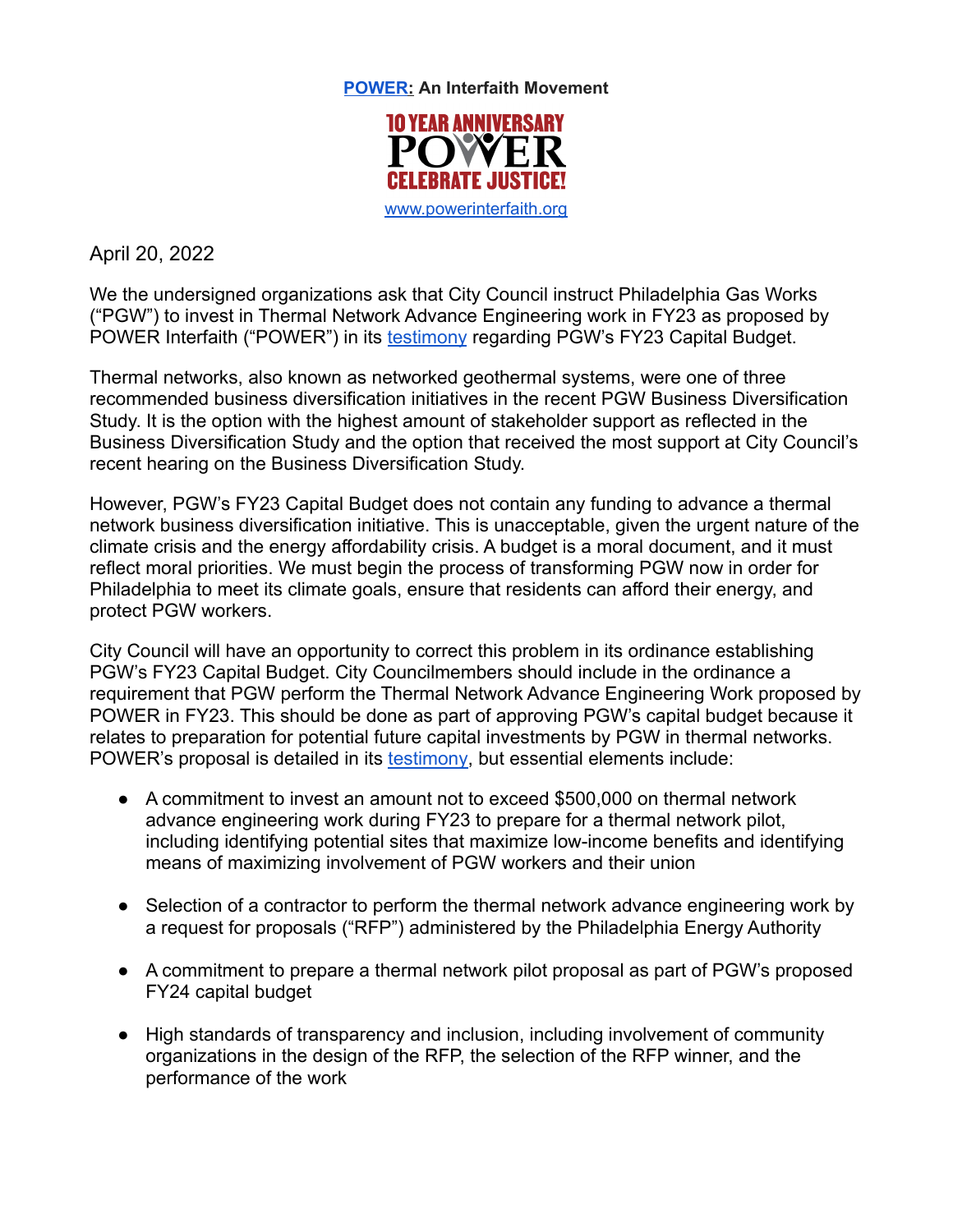**[POWER](www.powerinterfaith.org): An Interfaith Movement**

10 YEAR ANNIVERSARY
POWER
CELEBRATE JUSTICE!

[www.powerinterfaith.org](http://www.powerinterfaith.org)

April 20, 2022

We the undersigned organizations ask that City Council instruct Philadelphia Gas Works ("PGW") to invest in Thermal Network Advance Engineering work in FY23 as proposed by POWER Interfaith ("POWER") in its testimony regarding PGW's FY23 Capital Budget.

Thermal networks, also known as networked geothermal systems, were one of three recommended business diversification initiatives in the recent PGW Business Diversification Study. It is the option with the highest amount of stakeholder support as reflected in the Business Diversification Study and the option that received the most support at City Council's recent hearing on the Business Diversification Study.

However, PGW's FY23 Capital Budget does not contain any funding to advance a thermal network business diversification initiative. This is unacceptable, given the urgent nature of the climate crisis and the energy affordability crisis. A budget is a moral document, and it must reflect moral priorities. We must begin the process of transforming PGW now in order for Philadelphia to meet its climate goals, ensure that residents can afford their energy, and protect PGW workers.

City Council will have an opportunity to correct this problem in its ordinance establishing PGW's FY23 Capital Budget. City Councilmembers should include in the ordinance a requirement that PGW perform the Thermal Network Advance Engineering Work proposed by POWER in FY23. This should be done as part of approving PGW's capital budget because it relates to preparation for potential future capital investments by PGW in thermal networks. POWER's proposal is detailed in its testimony, but essential elements include:

- A commitment to invest an amount not to exceed $500,000 on thermal network advance engineering work during FY23 to prepare for a thermal network pilot, including identifying potential sites that maximize low-income benefits and identifying means of maximizing involvement of PGW workers and their union

- Selection of a contractor to perform the thermal network advance engineering work by a request for proposals ("RFP") administered by the Philadelphia Energy Authority

- A commitment to prepare a thermal network pilot proposal as part of PGW's proposed FY24 capital budget

- High standards of transparency and inclusion, including involvement of community organizations in the design of the RFP, the selection of the RFP winner, and the performance of the work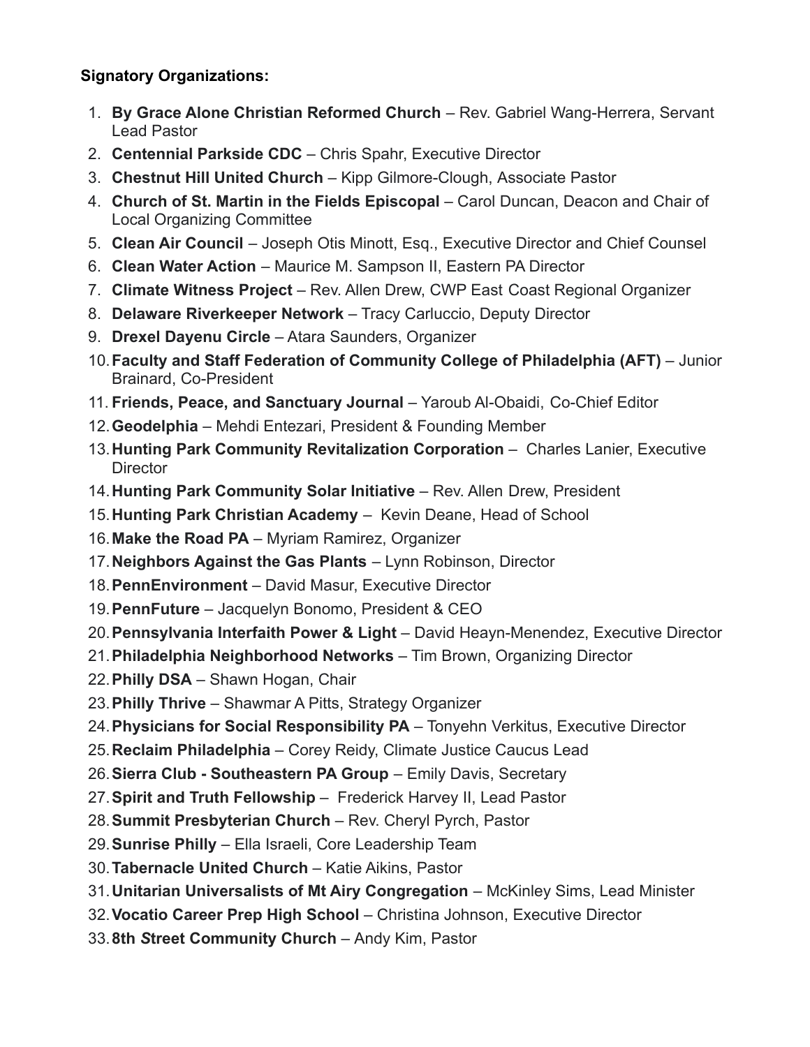**Signatory Organizations:**

1. **By Grace Alone Christian Reformed Church** – Rev. Gabriel Wang-Herrera, Servant Lead Pastor
2. **Centennial Parkside CDC** – Chris Spahr, Executive Director
3. **Chestnut Hill United Church** – Kipp Gilmore-Clough, Associate Pastor
4. **Church of St. Martin in the Fields Episcopal** – Carol Duncan, Deacon and Chair of Local Organizing Committee
5. **Clean Air Council** – Joseph Otis Minott, Esq., Executive Director and Chief Counsel
6. **Clean Water Action** – Maurice M. Sampson II, Eastern PA Director
7. **Climate Witness Project** – Rev. Allen Drew, CWP East Coast Regional Organizer
8. **Delaware Riverkeeper Network** – Tracy Carluccio, Deputy Director
9. **Drexel Dayenu Circle** – Atara Saunders, Organizer
10. **Faculty and Staff Federation of Community College of Philadelphia (AFT)** – Junior Brainard, Co-President
11. **Friends, Peace, and Sanctuary Journal** – Yaroub Al-Obaidi, Co-Chief Editor
12. **Geodelphia** – Mehdi Entezari, President & Founding Member
13. **Hunting Park Community Revitalization Corporation** – Charles Lanier, Executive Director
14. **Hunting Park Community Solar Initiative** – Rev. Allen Drew, President
15. **Hunting Park Christian Academy** – Kevin Deane, Head of School
16. **Make the Road PA** – Myriam Ramirez, Organizer
17. **Neighbors Against the Gas Plants** – Lynn Robinson, Director
18. **PennEnvironment** – David Masur, Executive Director
19. **PennFuture** – Jacquelyn Bonomo, President & CEO
20. **Pennsylvania Interfaith Power & Light** – David Heayn-Menendez, Executive Director
21. **Philadelphia Neighborhood Networks** – Tim Brown, Organizing Director
22. **Philly DSA** – Shawn Hogan, Chair
23. **Philly Thrive** – Shawmar A Pitts, Strategy Organizer
24. **Physicians for Social Responsibility PA** – Tonyehn Verkitus, Executive Director
25. **Reclaim Philadelphia** – Corey Reidy, Climate Justice Caucus Lead
26. **Sierra Club - Southeastern PA Group** – Emily Davis, Secretary
27. **Spirit and Truth Fellowship** – Frederick Harvey II, Lead Pastor
28. **Summit Presbyterian Church** – Rev. Cheryl Pyrch, Pastor
29. **Sunrise Philly** – Ella Israeli, Core Leadership Team
30. **Tabernacle United Church** – Katie Aikins, Pastor
31. **Unitarian Universalists of Mt Airy Congregation** – McKinley Sims, Lead Minister
32. **Vocatio Career Prep High School** – Christina Johnson, Executive Director
33. **8th Street Community Church** – Andy Kim, Pastor